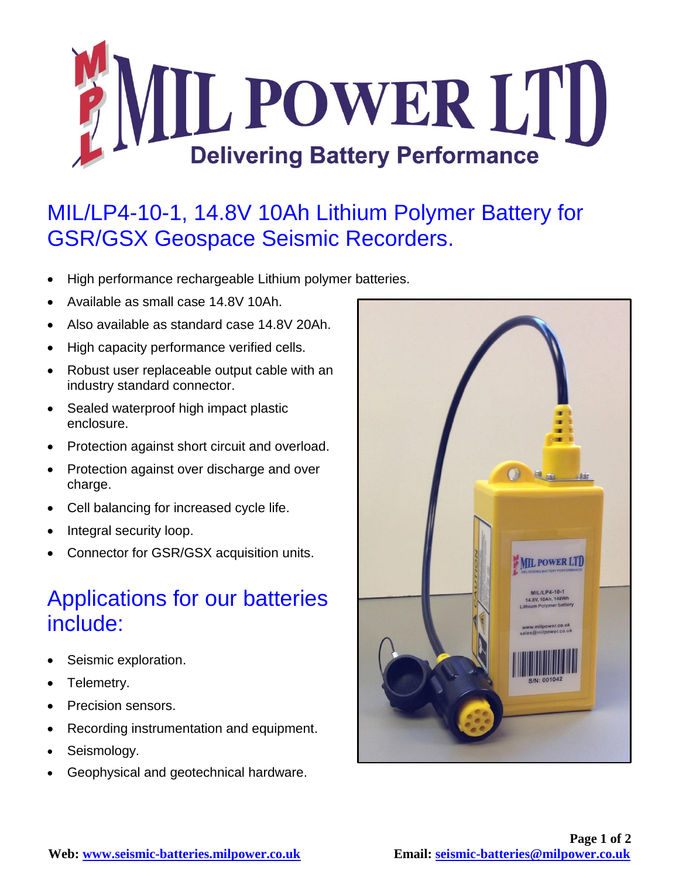# MIL POWER LTD

**Delivering Battery Performance**

## MIL/LP4-10-1, 14.8V 10Ah Lithium Polymer Battery for GSR/GSX Geospace Seismic Recorders.

- High performance rechargeable Lithium polymer batteries.
- Available as small case 14.8V 10Ah.
- Also available as standard case 14.8V 20Ah.
- High capacity performance verified cells.
- Robust user replaceable output cable with an industry standard connector.
- Sealed waterproof high impact plastic enclosure.
- Protection against short circuit and overload.
- Protection against over discharge and over charge.
- Cell balancing for increased cycle life.
- Integral security loop.
- Connector for GSR/GSX acquisition units.

## Applications for our batteries include:

- Seismic exploration.
- Telemetry.
- Precision sensors.
- Recording instrumentation and equipment.
- Seismology.
- Geophysical and geotechnical hardware.

**Web:** www.seismic-batteries.milpower.co.uk **Email:** seismic-batteries@milpower.co.uk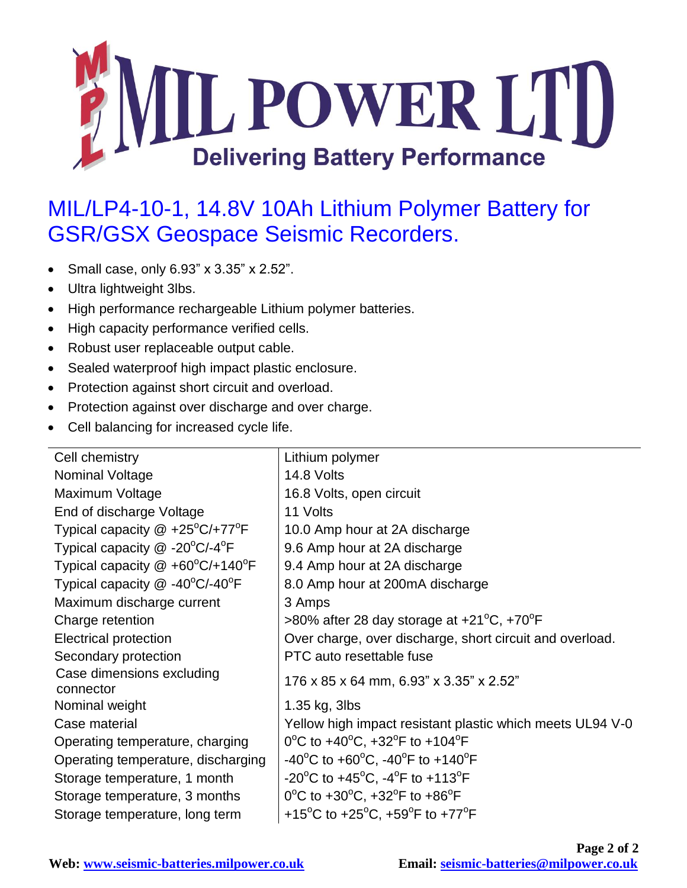# MIL POWER LTD

**Delivering Battery Performance**

## MIL/LP4-10-1, 14.8V 10Ah Lithium Polymer Battery for GSR/GSX Geospace Seismic Recorders.

- Small case, only 6.93" x 3.35" x 2.52".
- Ultra lightweight 3lbs.
- High performance rechargeable Lithium polymer batteries.
- High capacity performance verified cells.
- Robust user replaceable output cable.
- Sealed waterproof high impact plastic enclosure.
- Protection against short circuit and overload.
- Protection against over discharge and over charge.
- Cell balancing for increased cycle life.

| | |
|---|---|
| Cell chemistry | Lithium polymer |
| Nominal Voltage | 14.8 Volts |
| Maximum Voltage | 16.8 Volts, open circuit |
| End of discharge Voltage | 11 Volts |
| Typical capacity @ +25°C/+77°F | 10.0 Amp hour at 2A discharge |
| Typical capacity @ -20°C/-4°F | 9.6 Amp hour at 2A discharge |
| Typical capacity @ +60°C/+140°F | 9.4 Amp hour at 2A discharge |
| Typical capacity @ -40°C/-40°F | 8.0 Amp hour at 200mA discharge |
| Maximum discharge current | 3 Amps |
| Charge retention | >80% after 28 day storage at +21°C, +70°F |
| Electrical protection | Over charge, over discharge, short circuit and overload. |
| Secondary protection | PTC auto resettable fuse |
| Case dimensions excluding connector | 176 x 85 x 64 mm, 6.93" x 3.35" x 2.52" |
| Nominal weight | 1.35 kg, 3lbs |
| Case material | Yellow high impact resistant plastic which meets UL94 V-0 |
| Operating temperature, charging | 0°C to +40°C, +32°F to +104°F |
| Operating temperature, discharging | -40°C to +60°C, -40°F to +140°F |
| Storage temperature, 1 month | -20°C to +45°C, -4°F to +113°F |
| Storage temperature, 3 months | 0°C to +30°C, +32°F to +86°F |
| Storage temperature, long term | +15°C to +25°C, +59°F to +77°F |

**Web: www.seismic-batteries.milpower.co.uk** **Email: seismic-batteries@milpower.co.uk**